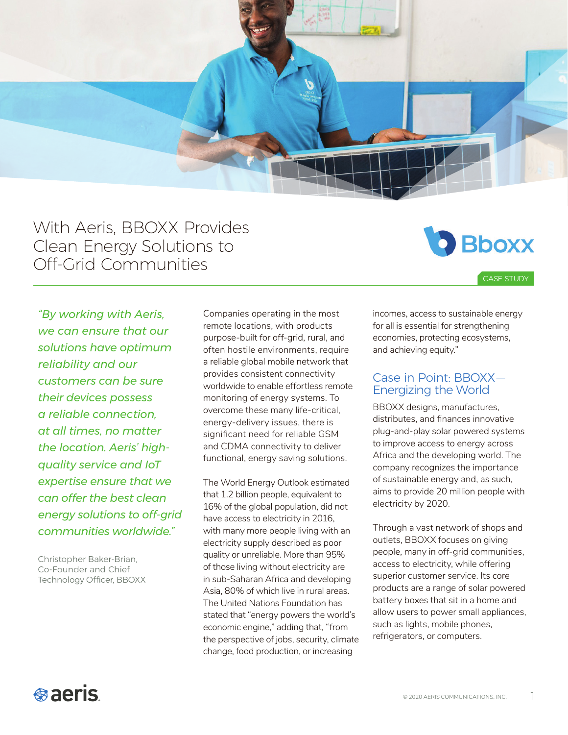# With Aeris, BBOXX Provides Clean Energy Solutions to Off-Grid Communities

CASE STUDY

*"By working with Aeris, we can ensure that our solutions have optimum reliability and our customers can be sure their devices possess a reliable connection, at all times, no matter the location. Aeris' high-quality service and IoT expertise ensure that we can offer the best clean energy solutions to off-grid communities worldwide."*

Christopher Baker-Brian, Co-Founder and Chief Technology Officer, BBOXX

Companies operating in the most remote locations, with products purpose-built for off-grid, rural, and often hostile environments, require a reliable global mobile network that provides consistent connectivity worldwide to enable effortless remote monitoring of energy systems. To overcome these many life-critical, energy-delivery issues, there is significant need for reliable GSM and CDMA connectivity to deliver functional, energy saving solutions.

The World Energy Outlook estimated that 1.2 billion people, equivalent to 16% of the global population, did not have access to electricity in 2016, with many more people living with an electricity supply described as poor quality or unreliable. More than 95% of those living without electricity are in sub-Saharan Africa and developing Asia, 80% of which live in rural areas. The United Nations Foundation has stated that "energy powers the world's economic engine," adding that, "from the perspective of jobs, security, climate change, food production, or increasing incomes, access to sustainable energy for all is essential for strengthening economies, protecting ecosystems, and achieving equity."

## Case in Point: BBOXX—Energizing the World

BBOXX designs, manufactures, distributes, and finances innovative plug-and-play solar powered systems to improve access to energy across Africa and the developing world. The company recognizes the importance of sustainable energy and, as such, aims to provide 20 million people with electricity by 2020.

Through a vast network of shops and outlets, BBOXX focuses on giving people, many in off-grid communities, access to electricity, while offering superior customer service. Its core products are a range of solar powered battery boxes that sit in a home and allow users to power small appliances, such as lights, mobile phones, refrigerators, or computers.

© 2020 AERIS COMMUNICATIONS, INC.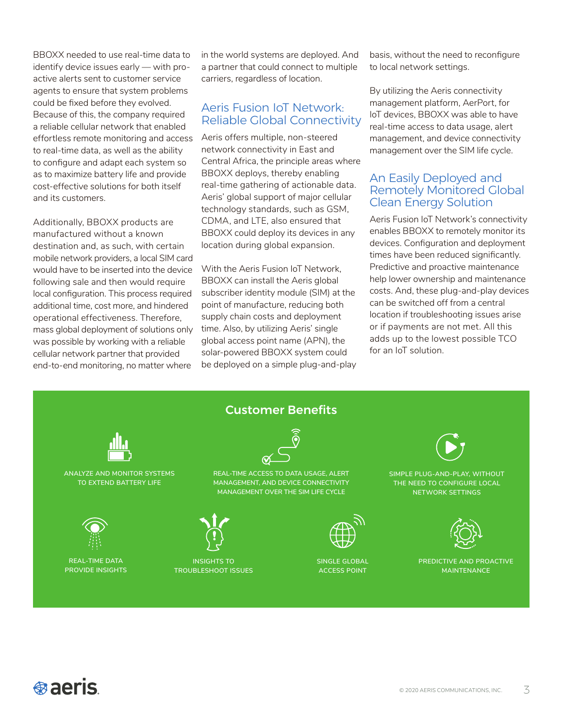BBOXX needed to use real-time data to identify device issues early — with proactive alerts sent to customer service agents to ensure that system problems could be fixed before they evolved. Because of this, the company required a reliable cellular network that enabled effortless remote monitoring and access to real-time data, as well as the ability to configure and adapt each system so as to maximize battery life and provide cost-effective solutions for both itself and its customers.

Additionally, BBOXX products are manufactured without a known destination and, as such, with certain mobile network providers, a local SIM card would have to be inserted into the device following sale and then would require local configuration. This process required additional time, cost more, and hindered operational effectiveness. Therefore, mass global deployment of solutions only was possible by working with a reliable cellular network partner that provided end-to-end monitoring, no matter where in the world systems are deployed. And a partner that could connect to multiple carriers, regardless of location.

## Aeris Fusion IoT Network: Reliable Global Connectivity

Aeris offers multiple, non-steered network connectivity in East and Central Africa, the principle areas where BBOXX deploys, thereby enabling real-time gathering of actionable data. Aeris' global support of major cellular technology standards, such as GSM, CDMA, and LTE, also ensured that BBOXX could deploy its devices in any location during global expansion.

With the Aeris Fusion IoT Network, BBOXX can install the Aeris global subscriber identity module (SIM) at the point of manufacture, reducing both supply chain costs and deployment time. Also, by utilizing Aeris' single global access point name (APN), the solar-powered BBOXX system could be deployed on a simple plug-and-play basis, without the need to reconfigure to local network settings.

By utilizing the Aeris connectivity management platform, AerPort, for IoT devices, BBOXX was able to have real-time access to data usage, alert management, and device connectivity management over the SIM life cycle.

## An Easily Deployed and Remotely Monitored Global Clean Energy Solution

Aeris Fusion IoT Network's connectivity enables BBOXX to remotely monitor its devices. Configuration and deployment times have been reduced significantly. Predictive and proactive maintenance help lower ownership and maintenance costs. And, these plug-and-play devices can be switched off from a central location if troubleshooting issues arise or if payments are not met. All this adds up to the lowest possible TCO for an IoT solution.

## Customer Benefits

- ANALYZE AND MONITOR SYSTEMS TO EXTEND BATTERY LIFE
- REAL-TIME ACCESS TO DATA USAGE, ALERT MANAGEMENT, AND DEVICE CONNECTIVITY MANAGEMENT OVER THE SIM LIFE CYCLE
- SIMPLE PLUG-AND-PLAY, WITHOUT THE NEED TO CONFIGURE LOCAL NETWORK SETTINGS
- REAL-TIME DATA PROVIDE INSIGHTS
- INSIGHTS TO TROUBLESHOOT ISSUES
- SINGLE GLOBAL ACCESS POINT
- PREDICTIVE AND PROACTIVE MAINTENANCE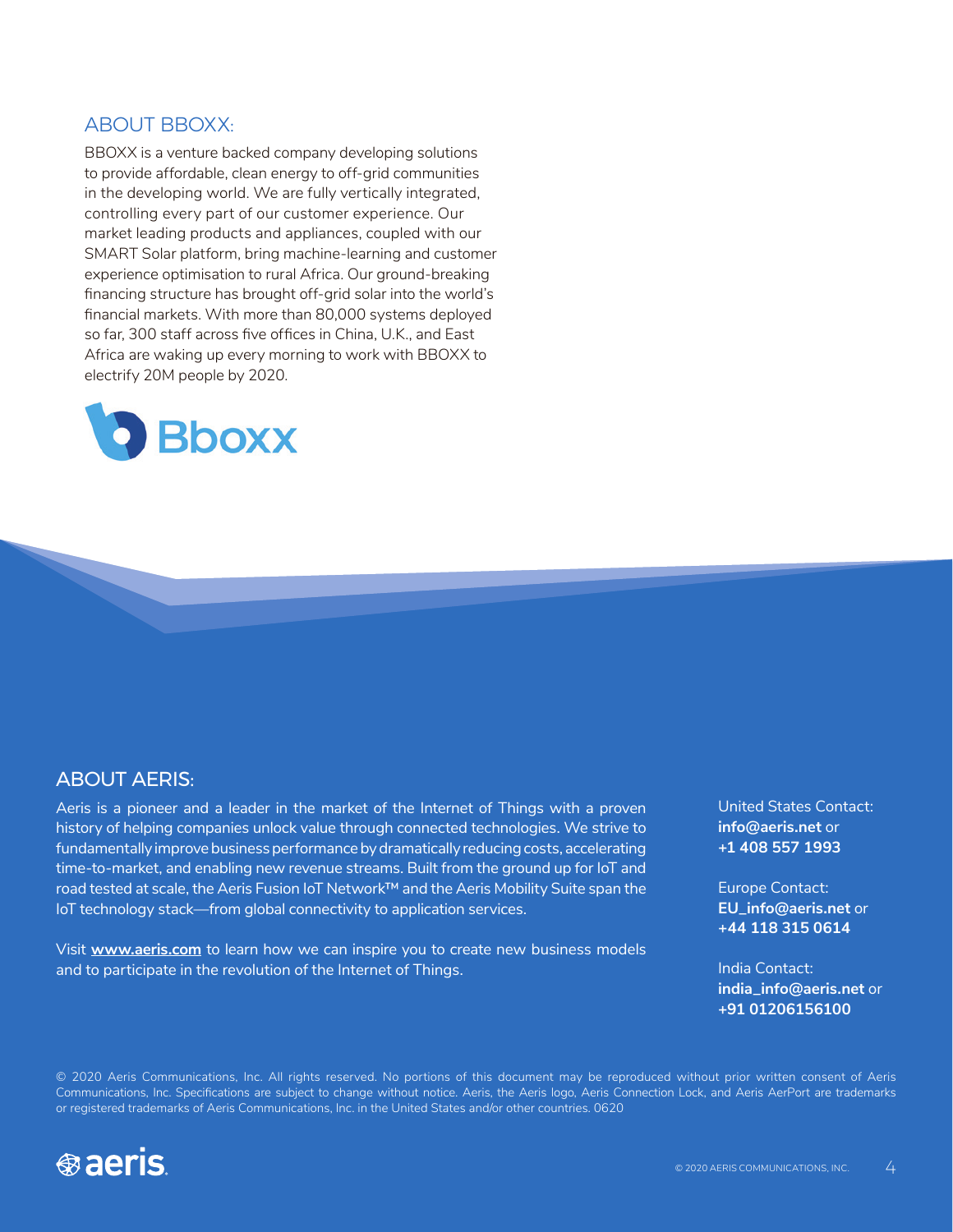## ABOUT BBOXX:

BBOXX is a venture backed company developing solutions to provide affordable, clean energy to off-grid communities in the developing world. We are fully vertically integrated, controlling every part of our customer experience. Our market leading products and appliances, coupled with our SMART Solar platform, bring machine-learning and customer experience optimisation to rural Africa. Our ground-breaking financing structure has brought off-grid solar into the world's financial markets. With more than 80,000 systems deployed so far, 300 staff across five offices in China, U.K., and East Africa are waking up every morning to work with BBOXX to electrify 20M people by 2020.

## ABOUT AERIS:

Aeris is a pioneer and a leader in the market of the Internet of Things with a proven history of helping companies unlock value through connected technologies. We strive to fundamentally improve business performance by dramatically reducing costs, accelerating time-to-market, and enabling new revenue streams. Built from the ground up for IoT and road tested at scale, the Aeris Fusion IoT Network™ and the Aeris Mobility Suite span the IoT technology stack—from global connectivity to application services.

Visit **www.aeris.com** to learn how we can inspire you to create new business models and to participate in the revolution of the Internet of Things.

United States Contact:
**info@aeris.net** or
**+1 408 557 1993**

Europe Contact:
**EU_info@aeris.net** or
**+44 118 315 0614**

India Contact:
**india_info@aeris.net** or
**+91 01206156100**

© 2020 Aeris Communications, Inc. All rights reserved. No portions of this document may be reproduced without prior written consent of Aeris Communications, Inc. Specifications are subject to change without notice. Aeris, the Aeris logo, Aeris Connection Lock, and Aeris AerPort are trademarks or registered trademarks of Aeris Communications, Inc. in the United States and/or other countries. 0620